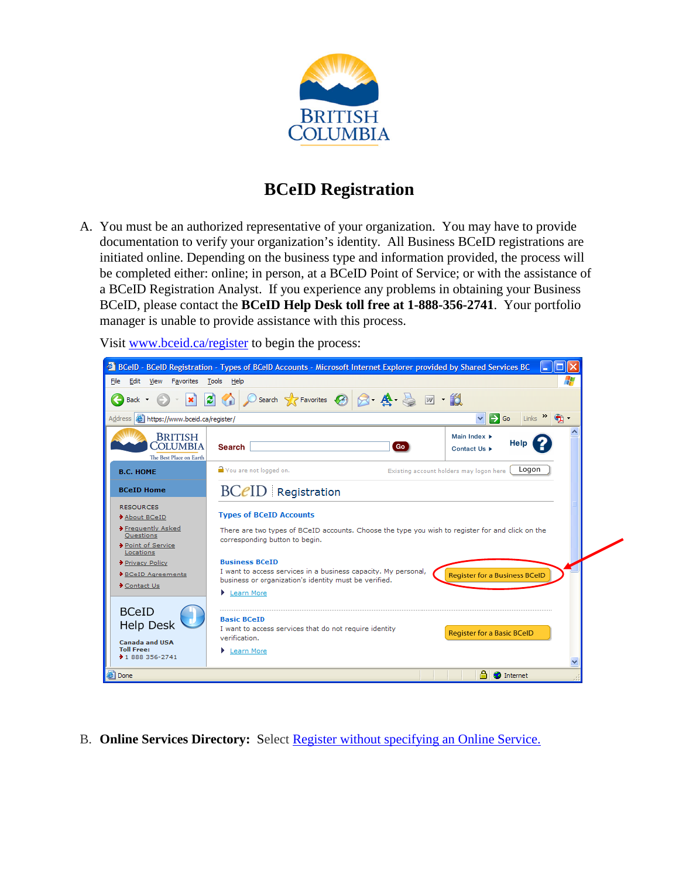# BCeID Registration

A. You must be an authorized representative of your organization. You may have to provide documentation to verify your organization's identity. All Business BCeID registrations are initiated online. Depending on the business type and information provided, the process will be completed either: online; in person, at a BCeID Point of Service; or with the assistance of a BCeID Registration Analyst. If you experience any problems in obtaining your Business BCeID, please contact the **BCeID Help Desk toll free at 1-888-356-2741**. Your portfolio manager is unable to provide assistance with this process.

   Visit [www.bceid.ca/register](www.bceid.ca/register) to begin the process:

B. **Online Services Directory:** Select [Register without specifying an Online Service.]()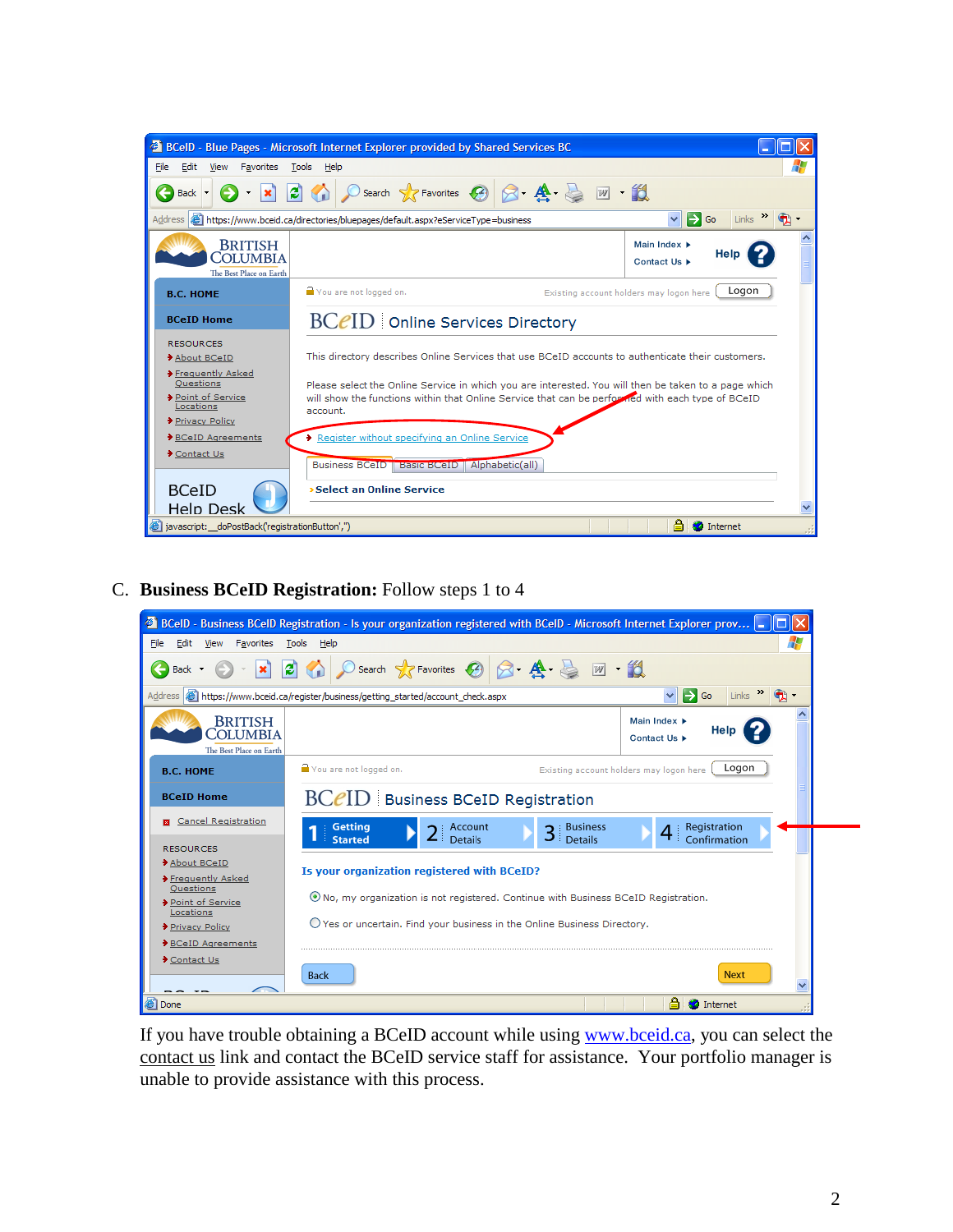C. **Business BCeID Registration:** Follow steps 1 to 4

If you have trouble obtaining a BCeID account while using www.bceid.ca, you can select the contact us link and contact the BCeID service staff for assistance. Your portfolio manager is unable to provide assistance with this process.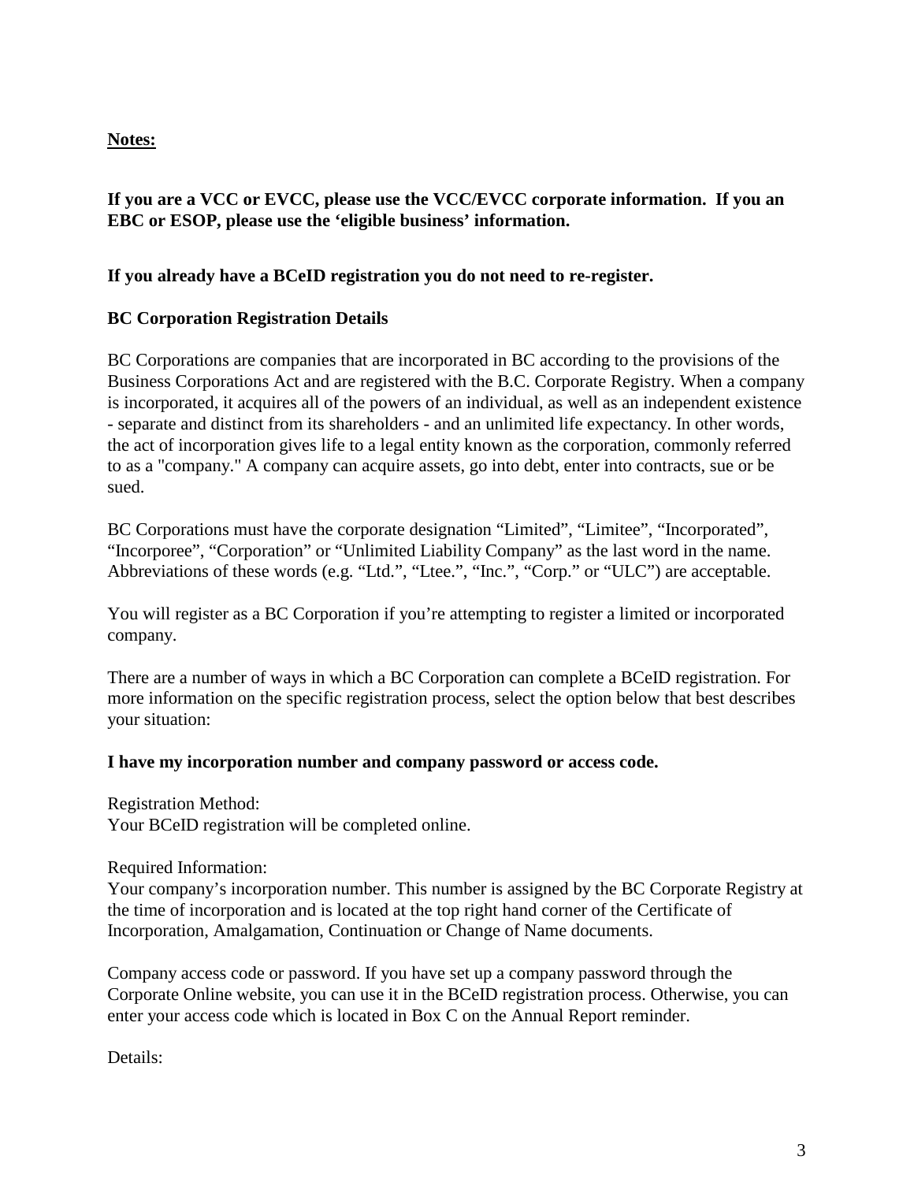**<u>Notes:</u>**

**If you are a VCC or EVCC, please use the VCC/EVCC corporate information. If you an EBC or ESOP, please use the 'eligible business' information.**

**If you already have a BCeID registration you do not need to re-register.**

**BC Corporation Registration Details**

BC Corporations are companies that are incorporated in BC according to the provisions of the Business Corporations Act and are registered with the B.C. Corporate Registry. When a company is incorporated, it acquires all of the powers of an individual, as well as an independent existence - separate and distinct from its shareholders - and an unlimited life expectancy. In other words, the act of incorporation gives life to a legal entity known as the corporation, commonly referred to as a "company." A company can acquire assets, go into debt, enter into contracts, sue or be sued.

BC Corporations must have the corporate designation "Limited", "Limitee", "Incorporated", "Incorporee", "Corporation" or "Unlimited Liability Company" as the last word in the name. Abbreviations of these words (e.g. "Ltd.", "Ltee.", "Inc.", "Corp." or "ULC") are acceptable.

You will register as a BC Corporation if you're attempting to register a limited or incorporated company.

There are a number of ways in which a BC Corporation can complete a BCeID registration. For more information on the specific registration process, select the option below that best describes your situation:

**I have my incorporation number and company password or access code.**

Registration Method:
Your BCeID registration will be completed online.

Required Information:
Your company's incorporation number. This number is assigned by the BC Corporate Registry at the time of incorporation and is located at the top right hand corner of the Certificate of Incorporation, Amalgamation, Continuation or Change of Name documents.

Company access code or password. If you have set up a company password through the Corporate Online website, you can use it in the BCeID registration process. Otherwise, you can enter your access code which is located in Box C on the Annual Report reminder.

Details: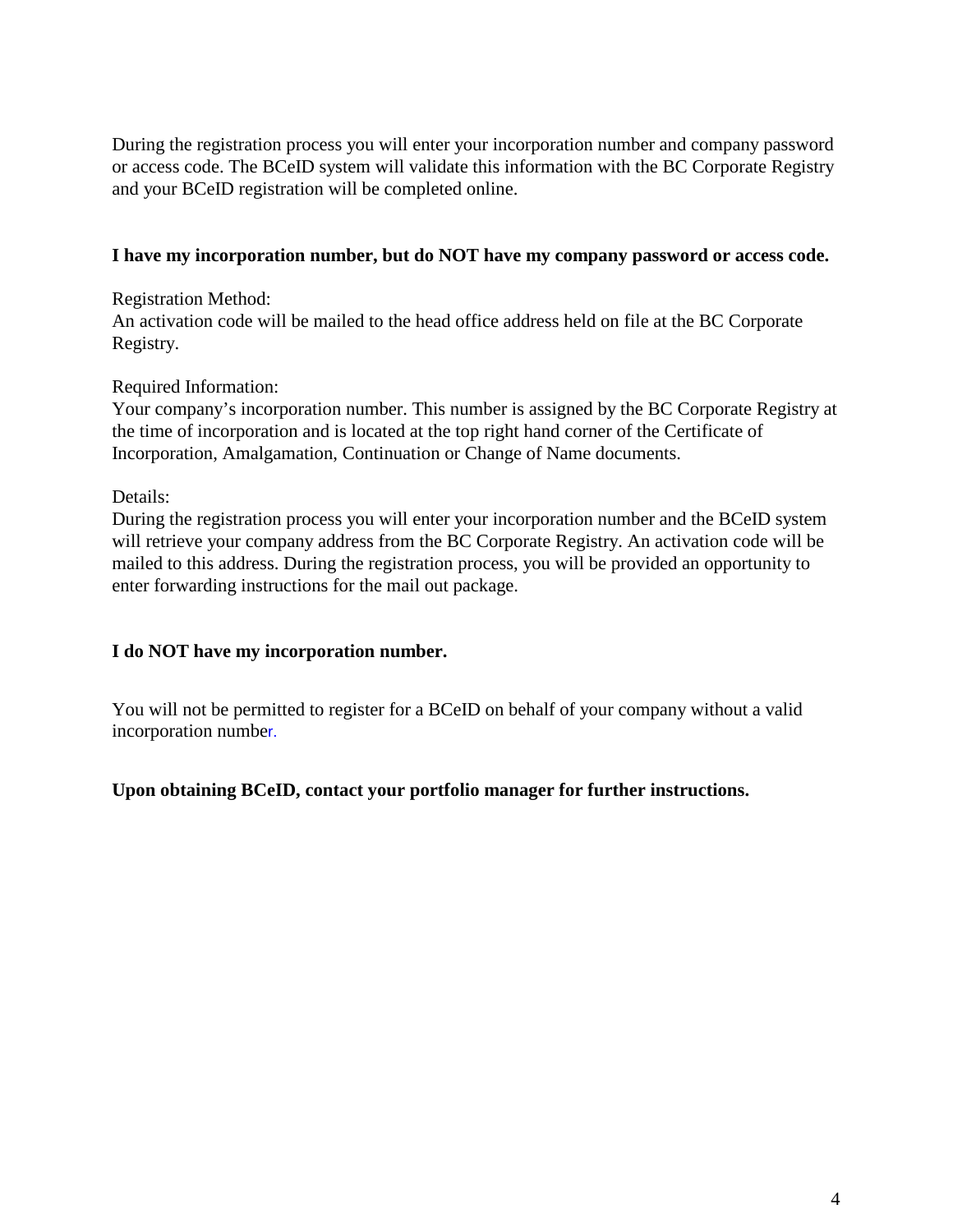During the registration process you will enter your incorporation number and company password or access code. The BCeID system will validate this information with the BC Corporate Registry and your BCeID registration will be completed online.

**I have my incorporation number, but do NOT have my company password or access code.**

Registration Method:
An activation code will be mailed to the head office address held on file at the BC Corporate Registry.

Required Information:
Your company's incorporation number. This number is assigned by the BC Corporate Registry at the time of incorporation and is located at the top right hand corner of the Certificate of Incorporation, Amalgamation, Continuation or Change of Name documents.

Details:
During the registration process you will enter your incorporation number and the BCeID system will retrieve your company address from the BC Corporate Registry. An activation code will be mailed to this address. During the registration process, you will be provided an opportunity to enter forwarding instructions for the mail out package.

**I do NOT have my incorporation number.**

You will not be permitted to register for a BCeID on behalf of your company without a valid incorporation number.

**Upon obtaining BCeID, contact your portfolio manager for further instructions.**